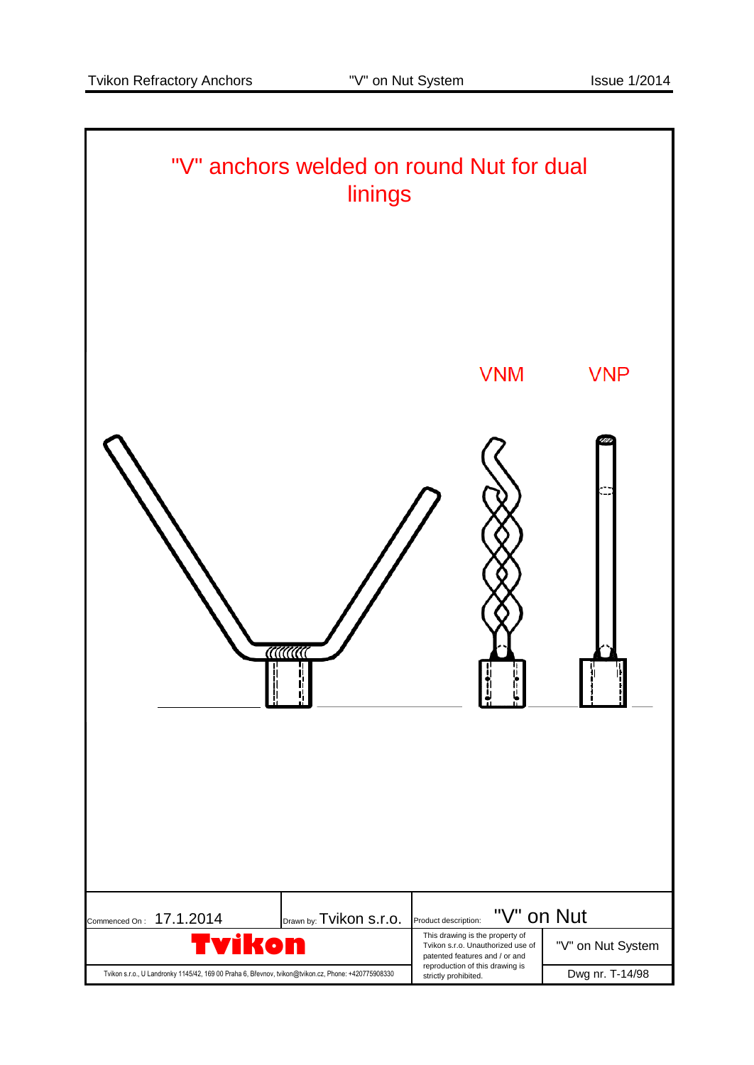# "V" anchors welded on round Nut for dual linings

VNM

VNP

| Commenced On : 17.1.2014 | Drawn by: Tvikon s.r.o. | Product description: "V" on Nut | |
|---|---|---|---|
| **Tvikon** | | This drawing is the property of Tvikon s.r.o. Unauthorized use of patented features and / or and reproduction of this drawing is strictly prohibited. | "V" on Nut System |
| Tvikon s.r.o., U Landronky 1145/42, 169 00 Praha 6, Břevnov, tvikon@tvikon.cz, Phone: +420775908330 | | | Dwg nr. T-14/98 |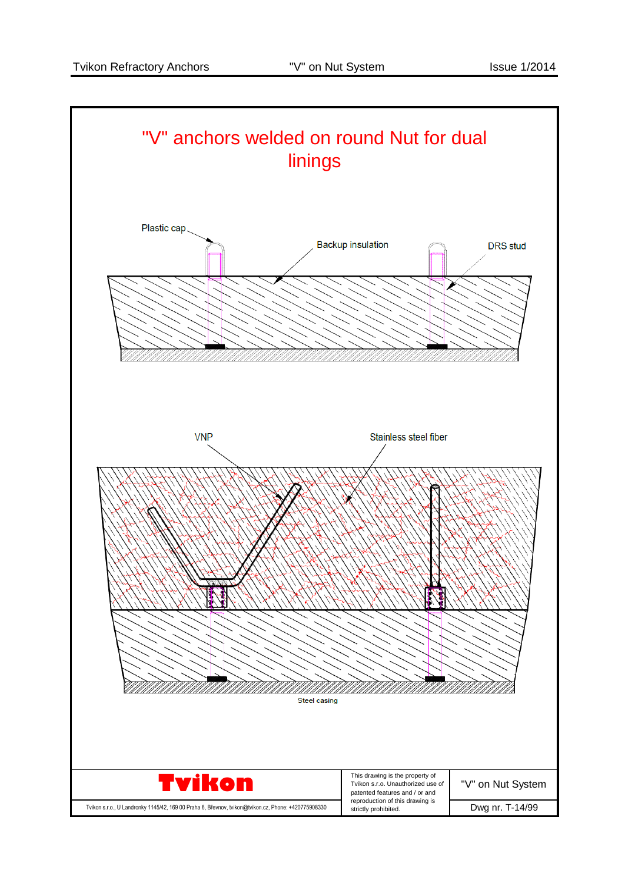# "V" anchors welded on round Nut for dual linings

Plastic cap

Backup insulation

DRS stud

VNP

Stainless steel fiber

Steel casing

**Tvikon**

Tvikon s.r.o., U Landronky 1145/42, 169 00 Praha 6, Břevnov, tvikon@tvikon.cz, Phone: +420775908330

This drawing is the property of Tvikon s.r.o. Unauthorized use of patented features and / or and reproduction of this drawing is strictly prohibited.

"V" on Nut System

Dwg nr. T-14/99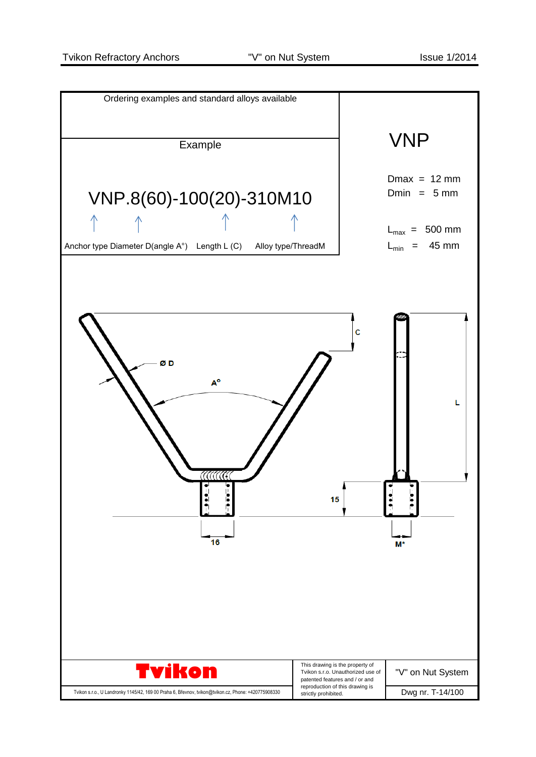## Ordering examples and standard alloys available

# VNP

Dmax = 12 mm
Dmin = 5 mm

$L_{max}$ = 500 mm
$L_{min}$ = 45 mm

### Example

VNP.8(60)-100(20)-310M10

Anchor type Diameter D(angle A°) Length L (C) Alloy type/ThreadM

Ø D

A°

C

L

15

16

M*

**Tvikon**

Tvikon s.r.o., U Landronky 1145/42, 169 00 Praha 6, Břevnov, tvikon@tvikon.cz, Phone: +420775908330

This drawing is the property of Tvikon s.r.o. Unauthorized use of patented features and / or and reproduction of this drawing is strictly prohibited.

"V" on Nut System

Dwg nr. T-14/100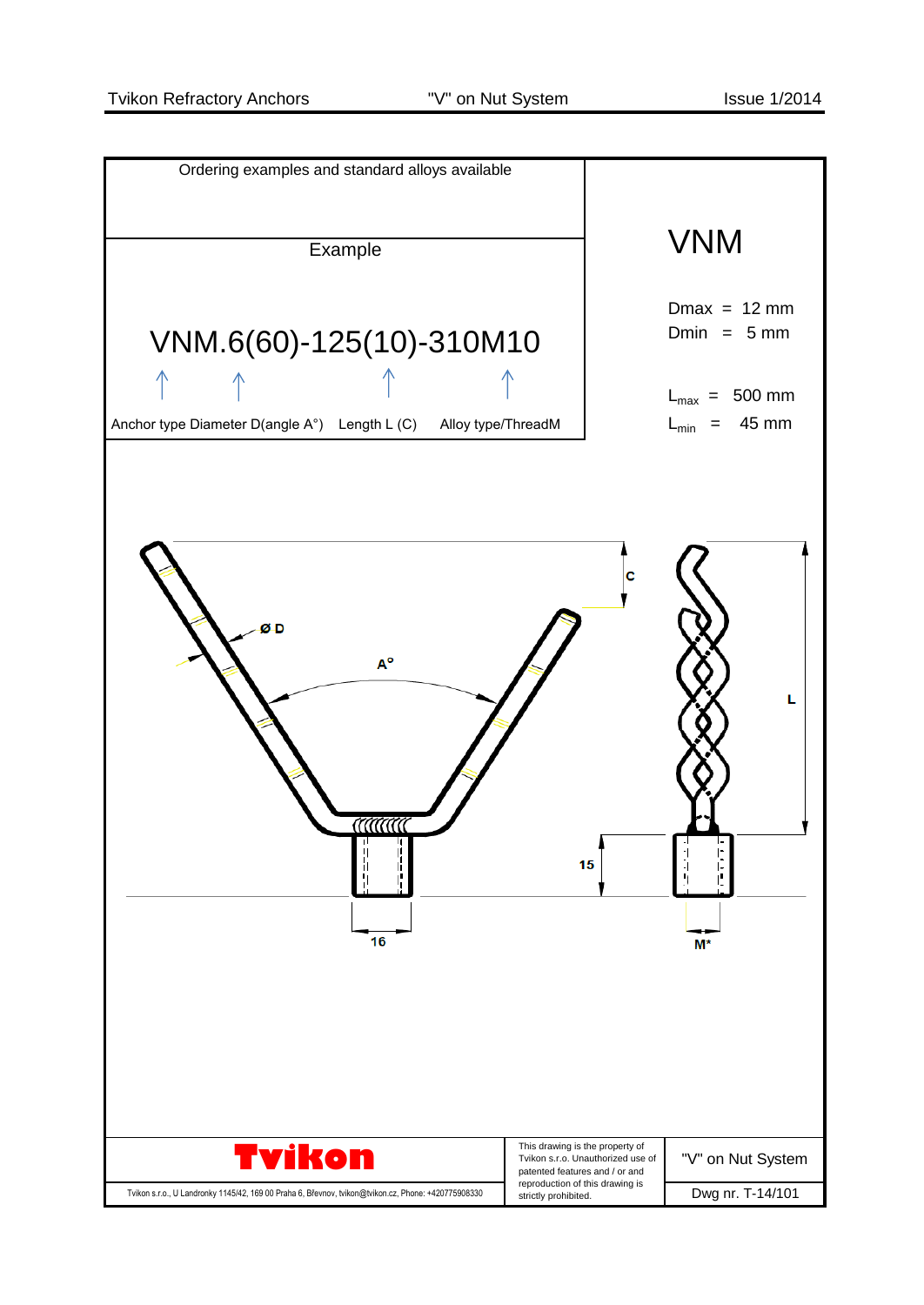## Ordering examples and standard alloys available

### Example

VNM.6(60)-125(10)-310M10

Anchor type Diameter D(angle A°) Length L (C) Alloy type/ThreadM

# VNM

Dmax = 12 mm

Dmin = 5 mm

$L_{max}$ = 500 mm

$L_{min}$ = 45 mm

C

Ø D

A°

L

15

16

M*

**Tvikon**

Tvikon s.r.o., U Landronky 1145/42, 169 00 Praha 6, Břevnov, tvikon@tvikon.cz, Phone: +420775908330

This drawing is the property of Tvikon s.r.o. Unauthorized use of patented features and / or and reproduction of this drawing is strictly prohibited.

"V" on Nut System

Dwg nr. T-14/101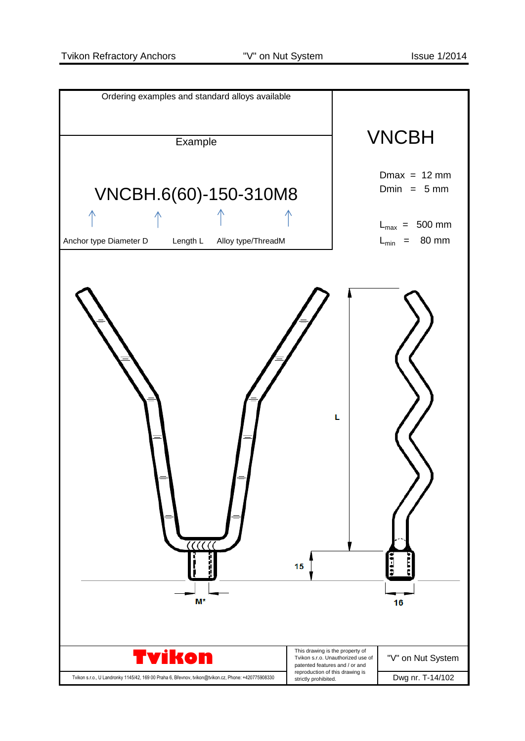Ordering examples and standard alloys available

## VNCBH

Dmax = 12 mm
Dmin = 5 mm

$L_{max}$ = 500 mm
$L_{min}$ = 80 mm

Example

VNCBH.6(60)-150-310M8

Anchor type Diameter D — Length L — Alloy type/ThreadM

L

15

M*

16

**Tvikon**

Tvikon s.r.o., U Landronky 1145/42, 169 00 Praha 6, Břevnov, tvikon@tvikon.cz, Phone: +420775908330

This drawing is the property of Tvikon s.r.o. Unauthorized use of patented features and / or and reproduction of this drawing is strictly prohibited.

"V" on Nut System

Dwg nr. T-14/102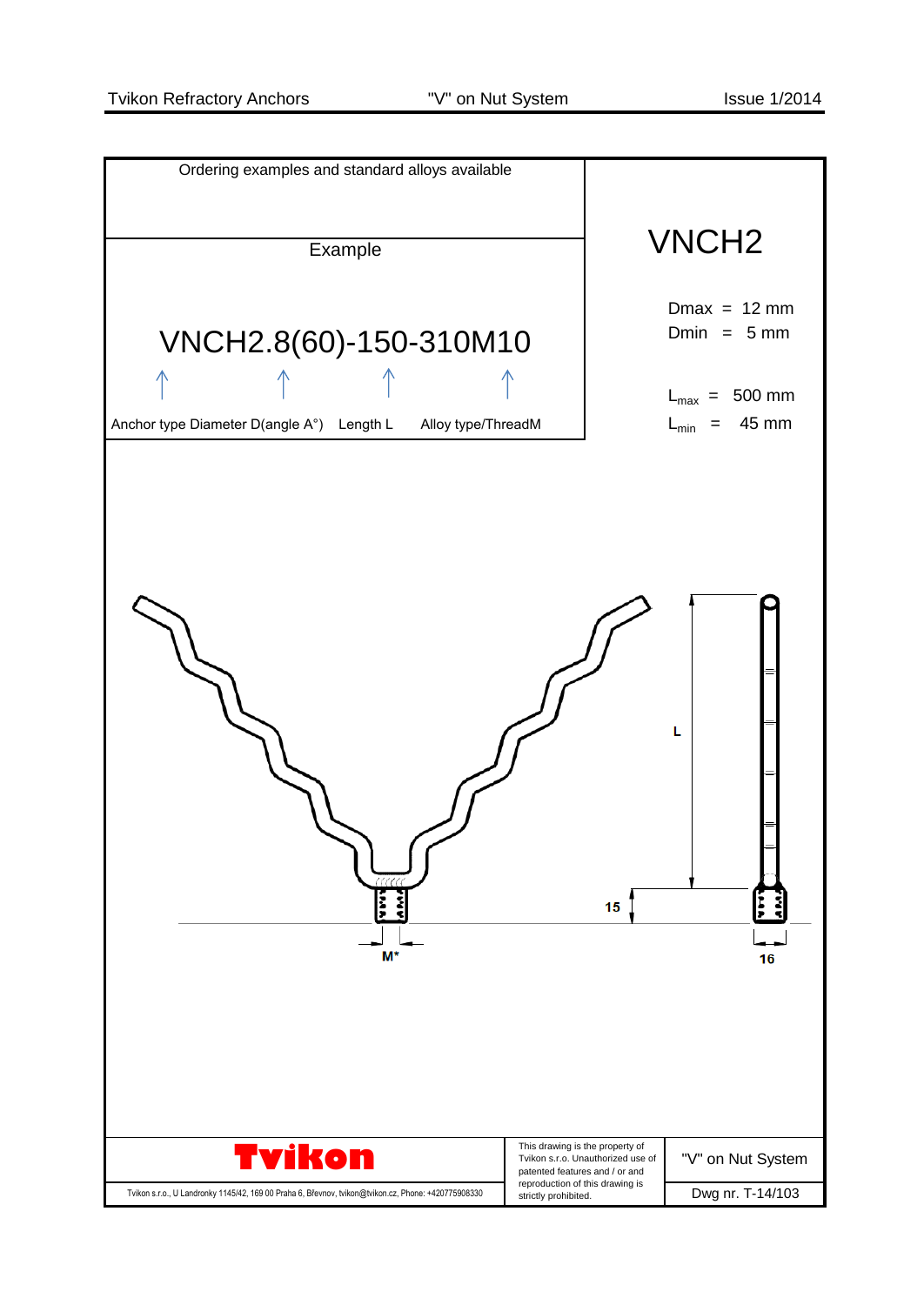Ordering examples and standard alloys available

## VNCH2

Dmax = 12 mm
Dmin = 5 mm

$L_{max}$ = 500 mm
$L_{min}$ = 45 mm

### Example

**VNCH2.8(60)-150-310M10**

| ↑ | ↑ | ↑ | ↑ |
|---|---|---|---|
| Anchor type | Diameter D(angle A°) | Length L | Alloy type/ThreadM |

L

15

M*

16

**Tvikon**

Tvikon s.r.o., U Landronky 1145/42, 169 00 Praha 6, Břevnov, tvikon@tvikon.cz, Phone: +420775908330

This drawing is the property of Tvikon s.r.o. Unauthorized use of patented features and / or and reproduction of this drawing is strictly prohibited.

"V" on Nut System

Dwg nr. T-14/103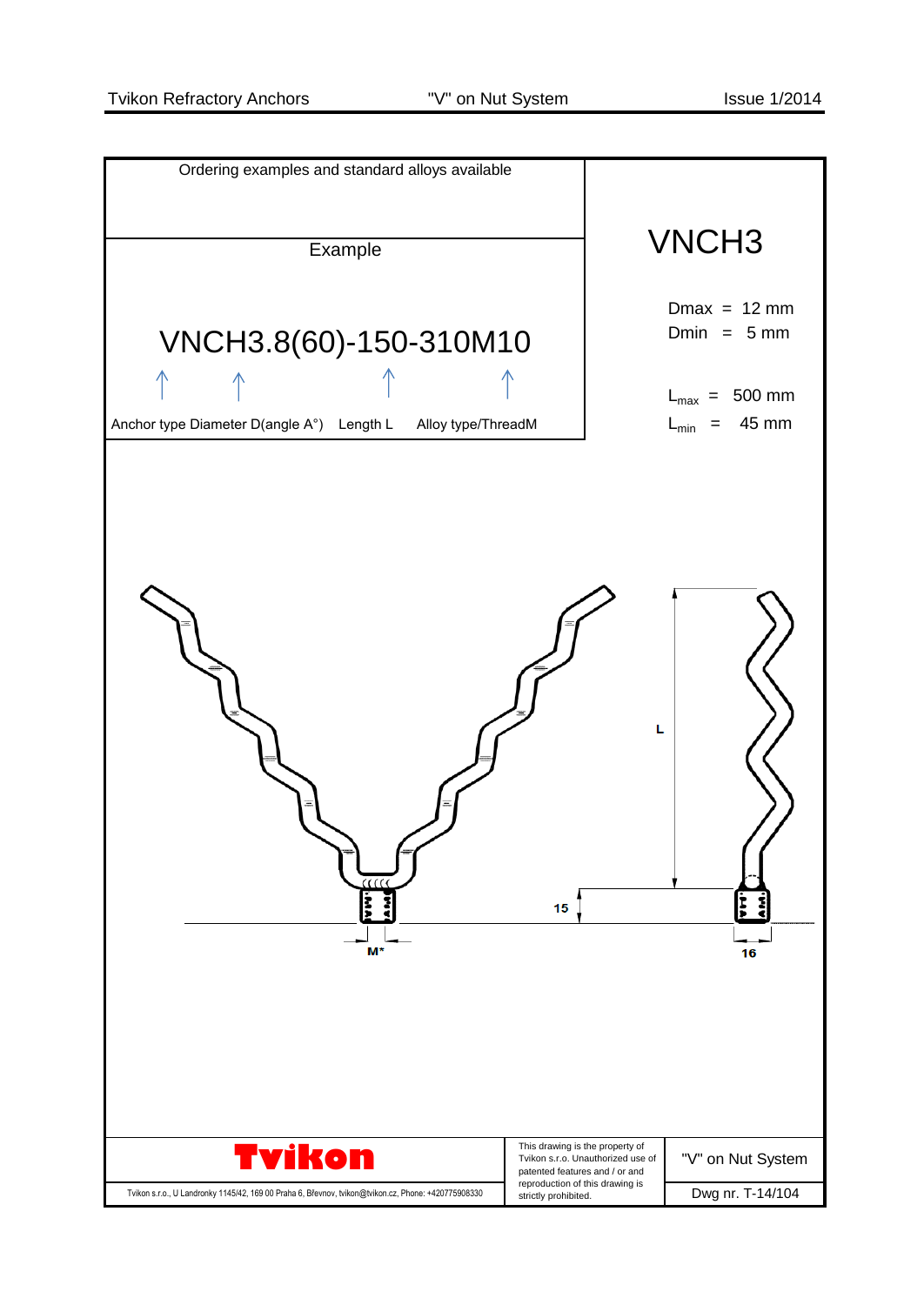Ordering examples and standard alloys available

Example

VNCH3.8(60)-150-310M10

Anchor type Diameter D(angle A°) Length L Alloy type/ThreadM

# VNCH3

Dmax = 12 mm
Dmin = 5 mm

$L_{max}$ = 500 mm
$L_{min}$ = 45 mm

L

15

M*

16

Tvikon

Tvikon s.r.o., U Landronky 1145/42, 169 00 Praha 6, Břevnov, tvikon@tvikon.cz, Phone: +420775908330

This drawing is the property of Tvikon s.r.o. Unauthorized use of patented features and / or and reproduction of this drawing is strictly prohibited.

"V" on Nut System

Dwg nr. T-14/104